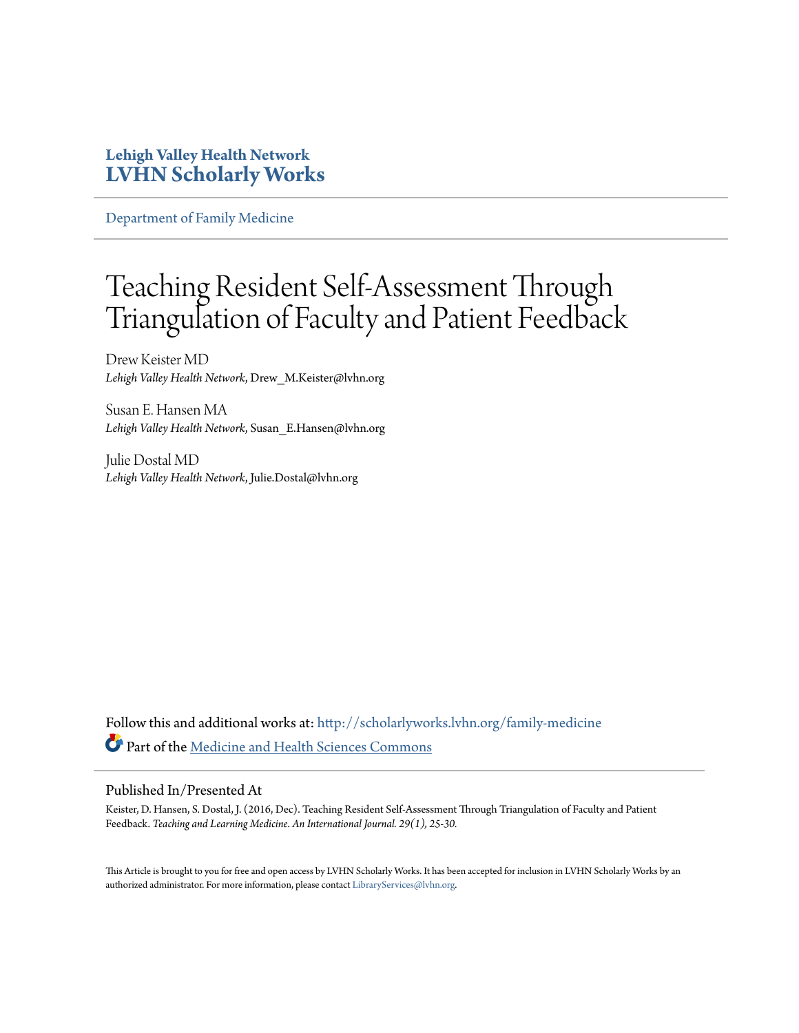**Lehigh Valley Health Network**
**LVHN Scholarly Works**

Department of Family Medicine

# Teaching Resident Self-Assessment Through Triangulation of Faculty and Patient Feedback

Drew Keister MD
*Lehigh Valley Health Network*, Drew_M.Keister@lvhn.org

Susan E. Hansen MA
*Lehigh Valley Health Network*, Susan_E.Hansen@lvhn.org

Julie Dostal MD
*Lehigh Valley Health Network*, Julie.Dostal@lvhn.org

Follow this and additional works at: http://scholarlyworks.lvhn.org/family-medicine

Part of the Medicine and Health Sciences Commons

## Published In/Presented At

Keister, D. Hansen, S. Dostal, J. (2016, Dec). Teaching Resident Self-Assessment Through Triangulation of Faculty and Patient Feedback. *Teaching and Learning Medicine. An International Journal. 29(1), 25-30.*

This Article is brought to you for free and open access by LVHN Scholarly Works. It has been accepted for inclusion in LVHN Scholarly Works by an authorized administrator. For more information, please contact LibraryServices@lvhn.org.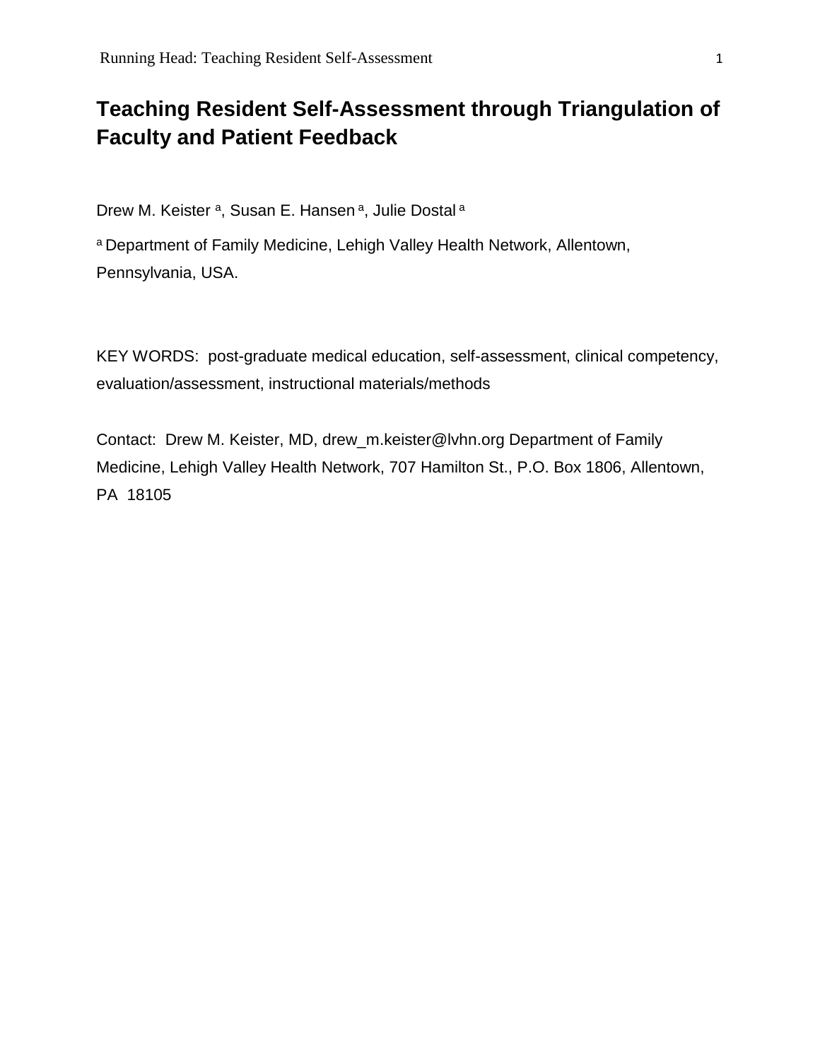# Teaching Resident Self-Assessment through Triangulation of Faculty and Patient Feedback

Drew M. Keister [a], Susan E. Hansen [a], Julie Dostal [a]

[a] Department of Family Medicine, Lehigh Valley Health Network, Allentown, Pennsylvania, USA.

KEY WORDS: post-graduate medical education, self-assessment, clinical competency, evaluation/assessment, instructional materials/methods

Contact: Drew M. Keister, MD, drew_m.keister@lvhn.org Department of Family Medicine, Lehigh Valley Health Network, 707 Hamilton St., P.O. Box 1806, Allentown, PA 18105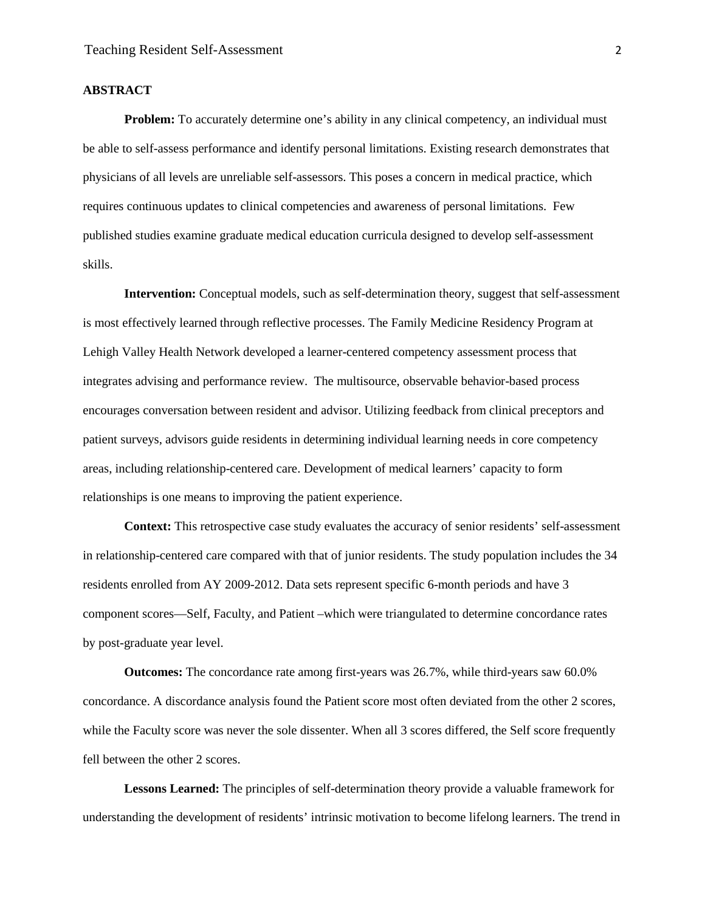**ABSTRACT**

**Problem:** To accurately determine one's ability in any clinical competency, an individual must be able to self-assess performance and identify personal limitations. Existing research demonstrates that physicians of all levels are unreliable self-assessors. This poses a concern in medical practice, which requires continuous updates to clinical competencies and awareness of personal limitations. Few published studies examine graduate medical education curricula designed to develop self-assessment skills.

**Intervention:** Conceptual models, such as self-determination theory, suggest that self-assessment is most effectively learned through reflective processes. The Family Medicine Residency Program at Lehigh Valley Health Network developed a learner-centered competency assessment process that integrates advising and performance review. The multisource, observable behavior-based process encourages conversation between resident and advisor. Utilizing feedback from clinical preceptors and patient surveys, advisors guide residents in determining individual learning needs in core competency areas, including relationship-centered care. Development of medical learners' capacity to form relationships is one means to improving the patient experience.

**Context:** This retrospective case study evaluates the accuracy of senior residents' self-assessment in relationship-centered care compared with that of junior residents. The study population includes the 34 residents enrolled from AY 2009-2012. Data sets represent specific 6-month periods and have 3 component scores—Self, Faculty, and Patient –which were triangulated to determine concordance rates by post-graduate year level.

**Outcomes:** The concordance rate among first-years was 26.7%, while third-years saw 60.0% concordance. A discordance analysis found the Patient score most often deviated from the other 2 scores, while the Faculty score was never the sole dissenter. When all 3 scores differed, the Self score frequently fell between the other 2 scores.

**Lessons Learned:** The principles of self-determination theory provide a valuable framework for understanding the development of residents' intrinsic motivation to become lifelong learners. The trend in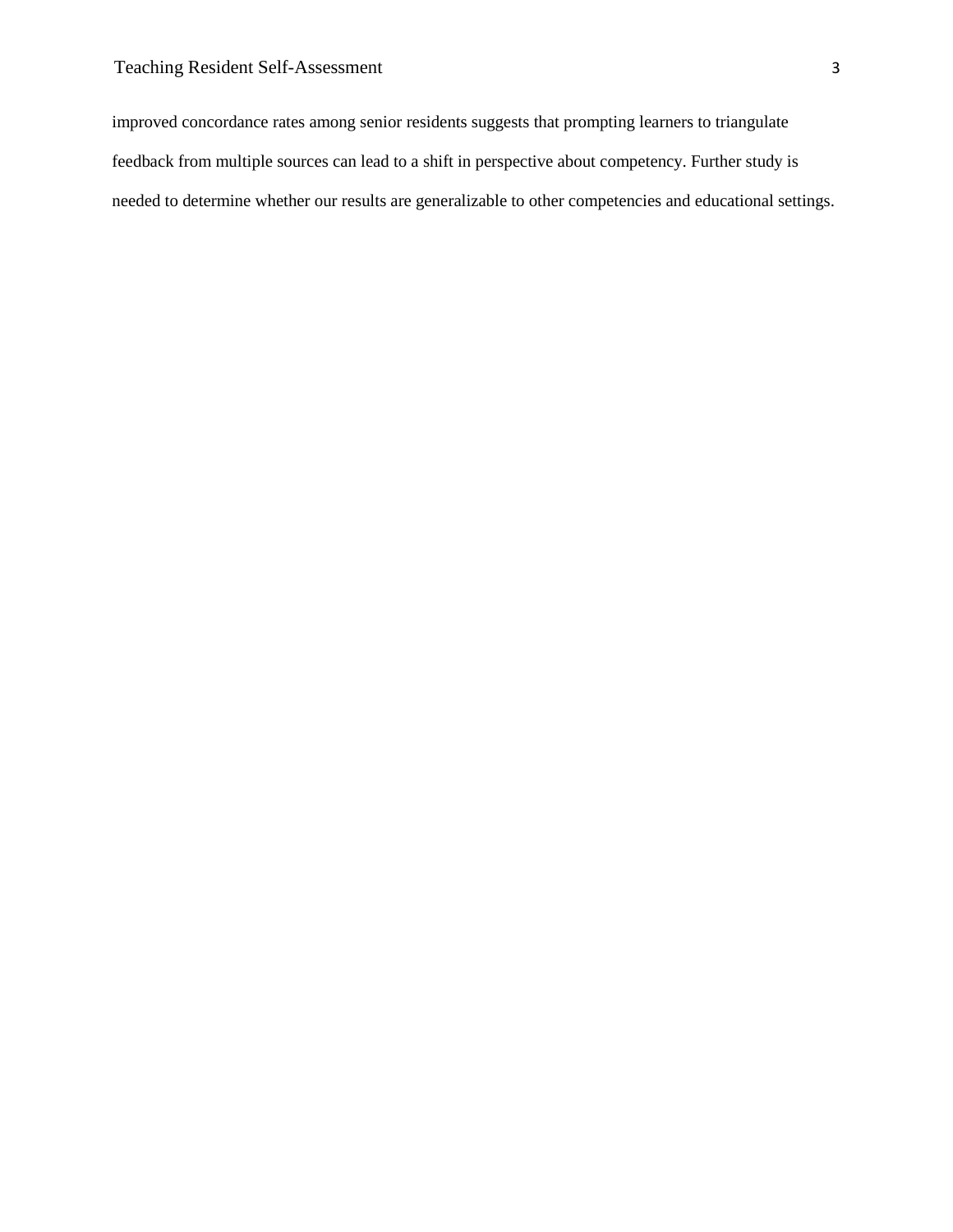improved concordance rates among senior residents suggests that prompting learners to triangulate feedback from multiple sources can lead to a shift in perspective about competency. Further study is needed to determine whether our results are generalizable to other competencies and educational settings.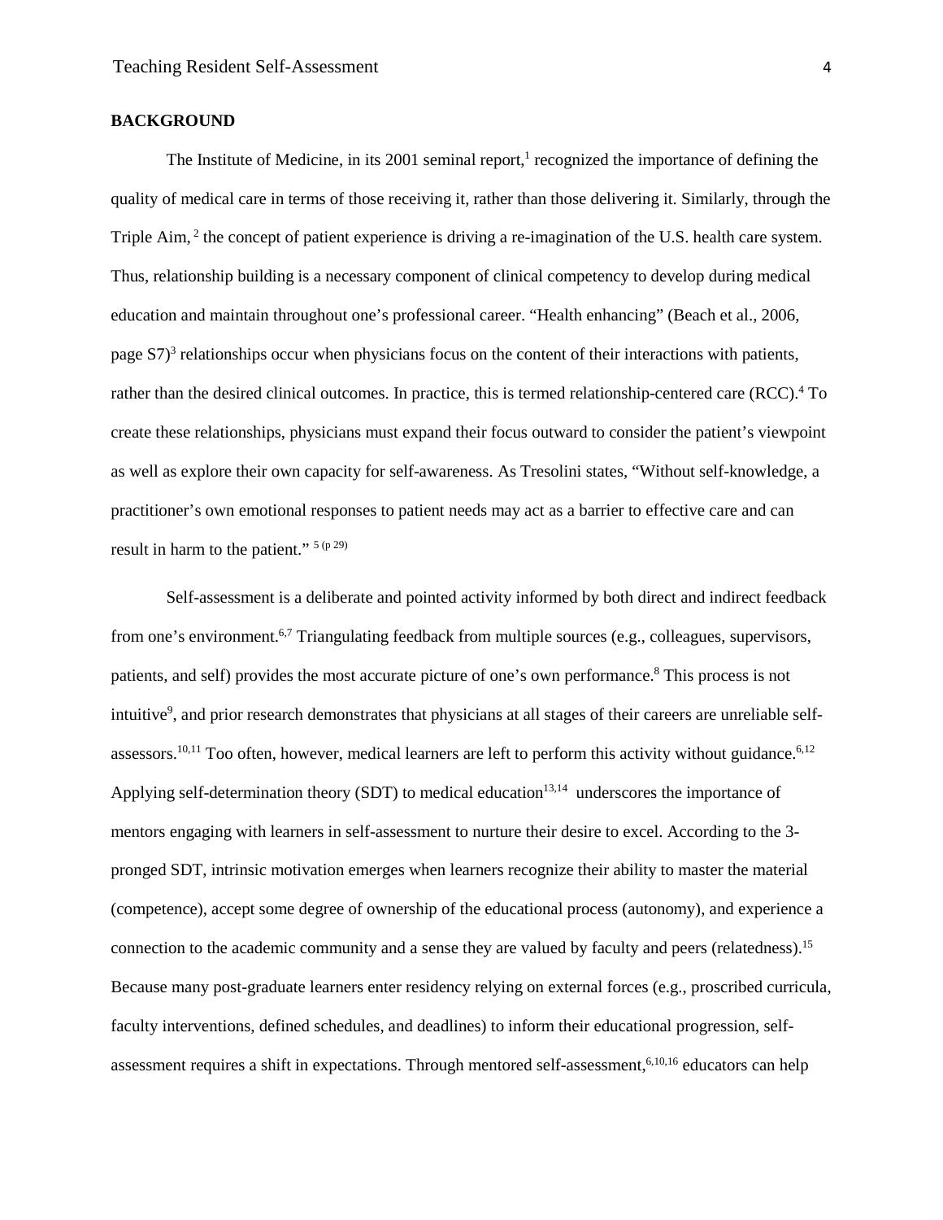## BACKGROUND

The Institute of Medicine, in its 2001 seminal report,[1] recognized the importance of defining the quality of medical care in terms of those receiving it, rather than those delivering it. Similarly, through the Triple Aim, [2] the concept of patient experience is driving a re-imagination of the U.S. health care system. Thus, relationship building is a necessary component of clinical competency to develop during medical education and maintain throughout one's professional career. "Health enhancing" (Beach et al., 2006, page S7)[3] relationships occur when physicians focus on the content of their interactions with patients, rather than the desired clinical outcomes. In practice, this is termed relationship-centered care (RCC).[4] To create these relationships, physicians must expand their focus outward to consider the patient's viewpoint as well as explore their own capacity for self-awareness. As Tresolini states, "Without self-knowledge, a practitioner's own emotional responses to patient needs may act as a barrier to effective care and can result in harm to the patient." [5 (p 29)]

Self-assessment is a deliberate and pointed activity informed by both direct and indirect feedback from one's environment.[6,7] Triangulating feedback from multiple sources (e.g., colleagues, supervisors, patients, and self) provides the most accurate picture of one's own performance.[8] This process is not intuitive[9], and prior research demonstrates that physicians at all stages of their careers are unreliable self-assessors.[10,11] Too often, however, medical learners are left to perform this activity without guidance.[6,12] Applying self-determination theory (SDT) to medical education[13,14] underscores the importance of mentors engaging with learners in self-assessment to nurture their desire to excel. According to the 3-pronged SDT, intrinsic motivation emerges when learners recognize their ability to master the material (competence), accept some degree of ownership of the educational process (autonomy), and experience a connection to the academic community and a sense they are valued by faculty and peers (relatedness).[15] Because many post-graduate learners enter residency relying on external forces (e.g., proscribed curricula, faculty interventions, defined schedules, and deadlines) to inform their educational progression, self-assessment requires a shift in expectations. Through mentored self-assessment,[6,10,16] educators can help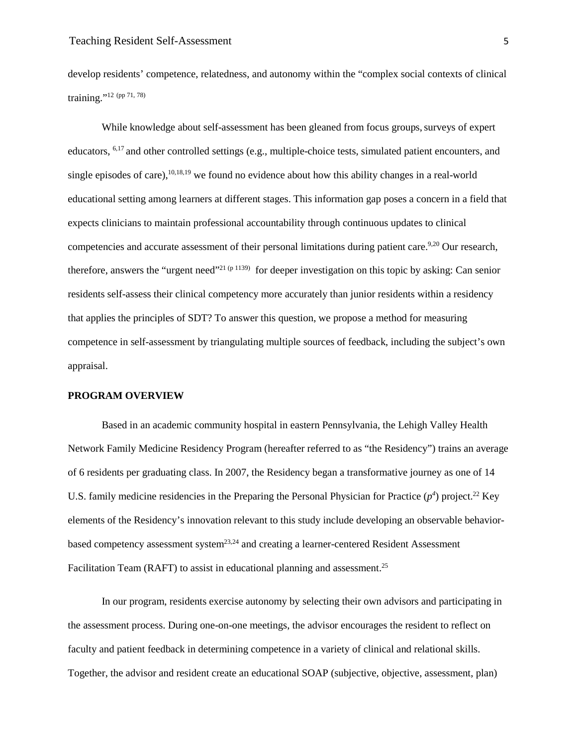develop residents' competence, relatedness, and autonomy within the "complex social contexts of clinical training."[12 (pp 71, 78)]

While knowledge about self-assessment has been gleaned from focus groups, surveys of expert educators,[6,17] and other controlled settings (e.g., multiple-choice tests, simulated patient encounters, and single episodes of care),[10,18,19] we found no evidence about how this ability changes in a real-world educational setting among learners at different stages. This information gap poses a concern in a field that expects clinicians to maintain professional accountability through continuous updates to clinical competencies and accurate assessment of their personal limitations during patient care.[9,20] Our research, therefore, answers the "urgent need"[21 (p 1139)] for deeper investigation on this topic by asking: Can senior residents self-assess their clinical competency more accurately than junior residents within a residency that applies the principles of SDT? To answer this question, we propose a method for measuring competence in self-assessment by triangulating multiple sources of feedback, including the subject's own appraisal.

## PROGRAM OVERVIEW

Based in an academic community hospital in eastern Pennsylvania, the Lehigh Valley Health Network Family Medicine Residency Program (hereafter referred to as "the Residency") trains an average of 6 residents per graduating class. In 2007, the Residency began a transformative journey as one of 14 U.S. family medicine residencies in the Preparing the Personal Physician for Practice ($p^4$) project.[22] Key elements of the Residency's innovation relevant to this study include developing an observable behavior-based competency assessment system[23,24] and creating a learner-centered Resident Assessment Facilitation Team (RAFT) to assist in educational planning and assessment.[25]

In our program, residents exercise autonomy by selecting their own advisors and participating in the assessment process. During one-on-one meetings, the advisor encourages the resident to reflect on faculty and patient feedback in determining competence in a variety of clinical and relational skills. Together, the advisor and resident create an educational SOAP (subjective, objective, assessment, plan)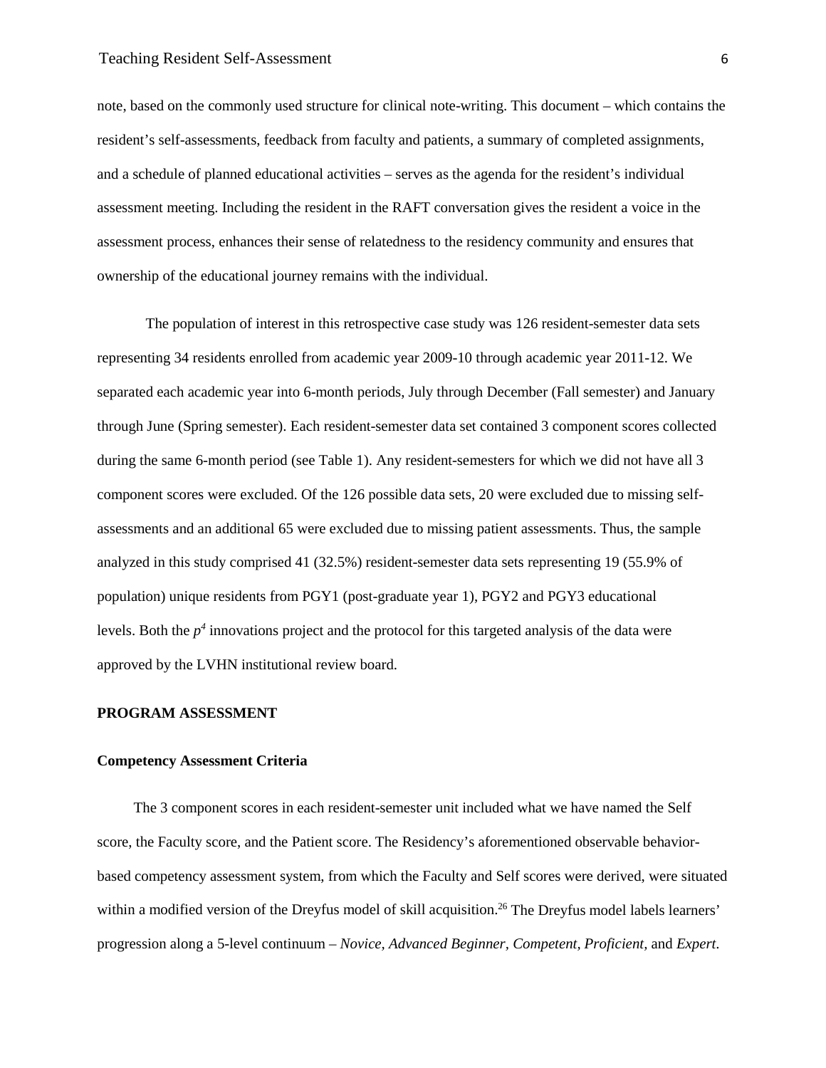note, based on the commonly used structure for clinical note-writing. This document – which contains the resident's self-assessments, feedback from faculty and patients, a summary of completed assignments, and a schedule of planned educational activities – serves as the agenda for the resident's individual assessment meeting. Including the resident in the RAFT conversation gives the resident a voice in the assessment process, enhances their sense of relatedness to the residency community and ensures that ownership of the educational journey remains with the individual.

The population of interest in this retrospective case study was 126 resident-semester data sets representing 34 residents enrolled from academic year 2009-10 through academic year 2011-12. We separated each academic year into 6-month periods, July through December (Fall semester) and January through June (Spring semester). Each resident-semester data set contained 3 component scores collected during the same 6-month period (see Table 1). Any resident-semesters for which we did not have all 3 component scores were excluded. Of the 126 possible data sets, 20 were excluded due to missing self-assessments and an additional 65 were excluded due to missing patient assessments. Thus, the sample analyzed in this study comprised 41 (32.5%) resident-semester data sets representing 19 (55.9% of population) unique residents from PGY1 (post-graduate year 1), PGY2 and PGY3 educational levels. Both the $p^4$ innovations project and the protocol for this targeted analysis of the data were approved by the LVHN institutional review board.

## PROGRAM ASSESSMENT

### Competency Assessment Criteria

The 3 component scores in each resident-semester unit included what we have named the Self score, the Faculty score, and the Patient score. The Residency's aforementioned observable behavior-based competency assessment system, from which the Faculty and Self scores were derived, were situated within a modified version of the Dreyfus model of skill acquisition.[26] The Dreyfus model labels learners' progression along a 5-level continuum – *Novice, Advanced Beginner*, *Competent*, *Proficient*, and *Expert*.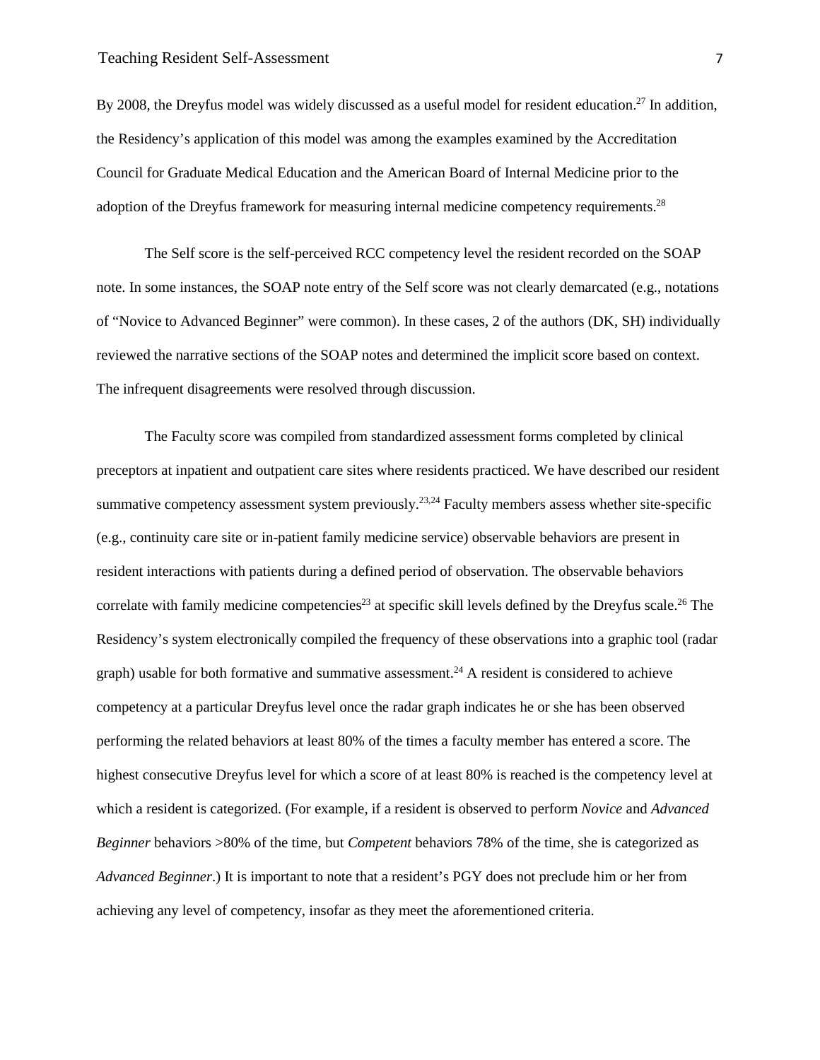By 2008, the Dreyfus model was widely discussed as a useful model for resident education.[27] In addition, the Residency's application of this model was among the examples examined by the Accreditation Council for Graduate Medical Education and the American Board of Internal Medicine prior to the adoption of the Dreyfus framework for measuring internal medicine competency requirements.[28]

The Self score is the self-perceived RCC competency level the resident recorded on the SOAP note. In some instances, the SOAP note entry of the Self score was not clearly demarcated (e.g., notations of "Novice to Advanced Beginner" were common). In these cases, 2 of the authors (DK, SH) individually reviewed the narrative sections of the SOAP notes and determined the implicit score based on context. The infrequent disagreements were resolved through discussion.

The Faculty score was compiled from standardized assessment forms completed by clinical preceptors at inpatient and outpatient care sites where residents practiced. We have described our resident summative competency assessment system previously.[23,24] Faculty members assess whether site-specific (e.g., continuity care site or in-patient family medicine service) observable behaviors are present in resident interactions with patients during a defined period of observation. The observable behaviors correlate with family medicine competencies[23] at specific skill levels defined by the Dreyfus scale.[26] The Residency's system electronically compiled the frequency of these observations into a graphic tool (radar graph) usable for both formative and summative assessment.[24] A resident is considered to achieve competency at a particular Dreyfus level once the radar graph indicates he or she has been observed performing the related behaviors at least 80% of the times a faculty member has entered a score. The highest consecutive Dreyfus level for which a score of at least 80% is reached is the competency level at which a resident is categorized. (For example, if a resident is observed to perform *Novice* and *Advanced Beginner* behaviors >80% of the time, but *Competent* behaviors 78% of the time, she is categorized as *Advanced Beginner*.) It is important to note that a resident's PGY does not preclude him or her from achieving any level of competency, insofar as they meet the aforementioned criteria.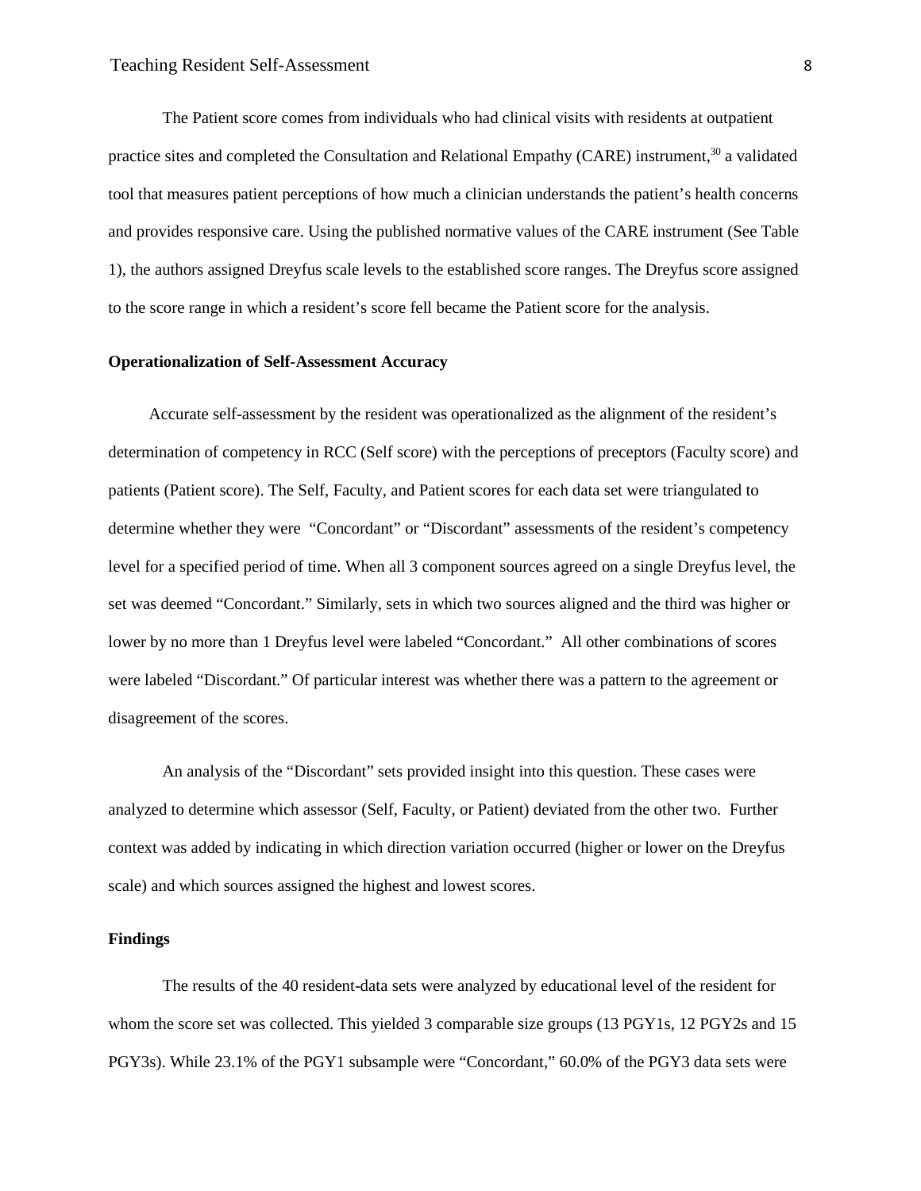The Patient score comes from individuals who had clinical visits with residents at outpatient practice sites and completed the Consultation and Relational Empathy (CARE) instrument,[30] a validated tool that measures patient perceptions of how much a clinician understands the patient's health concerns and provides responsive care. Using the published normative values of the CARE instrument (See Table 1), the authors assigned Dreyfus scale levels to the established score ranges. The Dreyfus score assigned to the score range in which a resident's score fell became the Patient score for the analysis.

**Operationalization of Self-Assessment Accuracy**

Accurate self-assessment by the resident was operationalized as the alignment of the resident's determination of competency in RCC (Self score) with the perceptions of preceptors (Faculty score) and patients (Patient score). The Self, Faculty, and Patient scores for each data set were triangulated to determine whether they were "Concordant" or "Discordant" assessments of the resident's competency level for a specified period of time. When all 3 component sources agreed on a single Dreyfus level, the set was deemed "Concordant." Similarly, sets in which two sources aligned and the third was higher or lower by no more than 1 Dreyfus level were labeled "Concordant." All other combinations of scores were labeled "Discordant." Of particular interest was whether there was a pattern to the agreement or disagreement of the scores.

An analysis of the "Discordant" sets provided insight into this question. These cases were analyzed to determine which assessor (Self, Faculty, or Patient) deviated from the other two. Further context was added by indicating in which direction variation occurred (higher or lower on the Dreyfus scale) and which sources assigned the highest and lowest scores.

**Findings**

The results of the 40 resident-data sets were analyzed by educational level of the resident for whom the score set was collected. This yielded 3 comparable size groups (13 PGY1s, 12 PGY2s and 15 PGY3s). While 23.1% of the PGY1 subsample were "Concordant," 60.0% of the PGY3 data sets were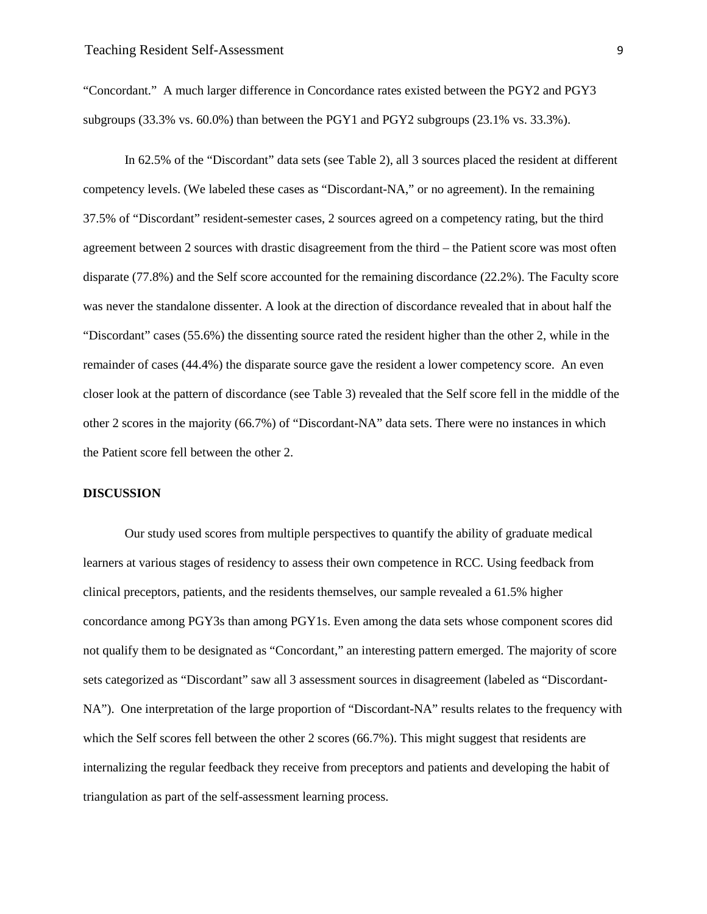"Concordant." A much larger difference in Concordance rates existed between the PGY2 and PGY3 subgroups (33.3% vs. 60.0%) than between the PGY1 and PGY2 subgroups (23.1% vs. 33.3%).

In 62.5% of the "Discordant" data sets (see Table 2), all 3 sources placed the resident at different competency levels. (We labeled these cases as "Discordant-NA," or no agreement). In the remaining 37.5% of "Discordant" resident-semester cases, 2 sources agreed on a competency rating, but the third agreement between 2 sources with drastic disagreement from the third – the Patient score was most often disparate (77.8%) and the Self score accounted for the remaining discordance (22.2%). The Faculty score was never the standalone dissenter. A look at the direction of discordance revealed that in about half the "Discordant" cases (55.6%) the dissenting source rated the resident higher than the other 2, while in the remainder of cases (44.4%) the disparate source gave the resident a lower competency score. An even closer look at the pattern of discordance (see Table 3) revealed that the Self score fell in the middle of the other 2 scores in the majority (66.7%) of "Discordant-NA" data sets. There were no instances in which the Patient score fell between the other 2.

## DISCUSSION

Our study used scores from multiple perspectives to quantify the ability of graduate medical learners at various stages of residency to assess their own competence in RCC. Using feedback from clinical preceptors, patients, and the residents themselves, our sample revealed a 61.5% higher concordance among PGY3s than among PGY1s. Even among the data sets whose component scores did not qualify them to be designated as "Concordant," an interesting pattern emerged. The majority of score sets categorized as "Discordant" saw all 3 assessment sources in disagreement (labeled as "Discordant-NA"). One interpretation of the large proportion of "Discordant-NA" results relates to the frequency with which the Self scores fell between the other 2 scores (66.7%). This might suggest that residents are internalizing the regular feedback they receive from preceptors and patients and developing the habit of triangulation as part of the self-assessment learning process.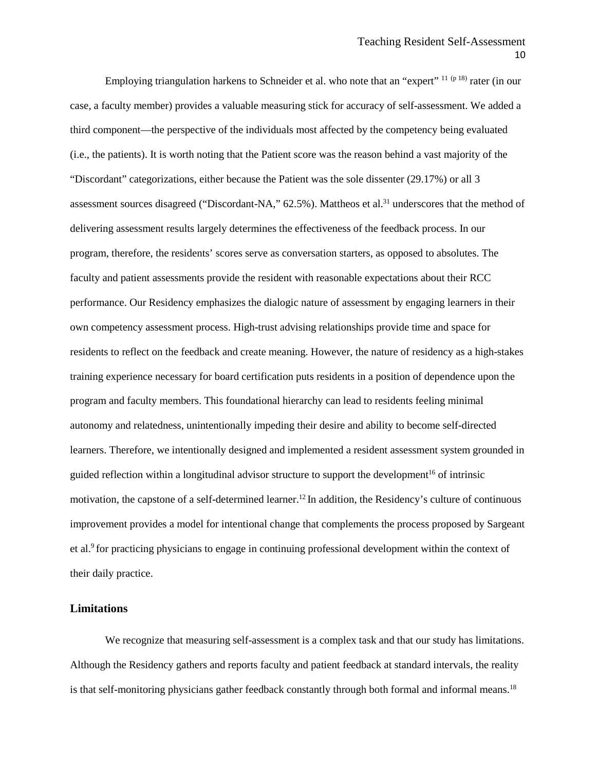Employing triangulation harkens to Schneider et al. who note that an "expert" [11 (p 18)] rater (in our case, a faculty member) provides a valuable measuring stick for accuracy of self-assessment. We added a third component—the perspective of the individuals most affected by the competency being evaluated (i.e., the patients). It is worth noting that the Patient score was the reason behind a vast majority of the "Discordant" categorizations, either because the Patient was the sole dissenter (29.17%) or all 3 assessment sources disagreed ("Discordant-NA," 62.5%). Mattheos et al.[31] underscores that the method of delivering assessment results largely determines the effectiveness of the feedback process. In our program, therefore, the residents' scores serve as conversation starters, as opposed to absolutes. The faculty and patient assessments provide the resident with reasonable expectations about their RCC performance. Our Residency emphasizes the dialogic nature of assessment by engaging learners in their own competency assessment process. High-trust advising relationships provide time and space for residents to reflect on the feedback and create meaning. However, the nature of residency as a high-stakes training experience necessary for board certification puts residents in a position of dependence upon the program and faculty members. This foundational hierarchy can lead to residents feeling minimal autonomy and relatedness, unintentionally impeding their desire and ability to become self-directed learners. Therefore, we intentionally designed and implemented a resident assessment system grounded in guided reflection within a longitudinal advisor structure to support the development[16] of intrinsic motivation, the capstone of a self-determined learner.[12] In addition, the Residency's culture of continuous improvement provides a model for intentional change that complements the process proposed by Sargeant et al.[9] for practicing physicians to engage in continuing professional development within the context of their daily practice.

## Limitations

We recognize that measuring self-assessment is a complex task and that our study has limitations. Although the Residency gathers and reports faculty and patient feedback at standard intervals, the reality is that self-monitoring physicians gather feedback constantly through both formal and informal means.[18]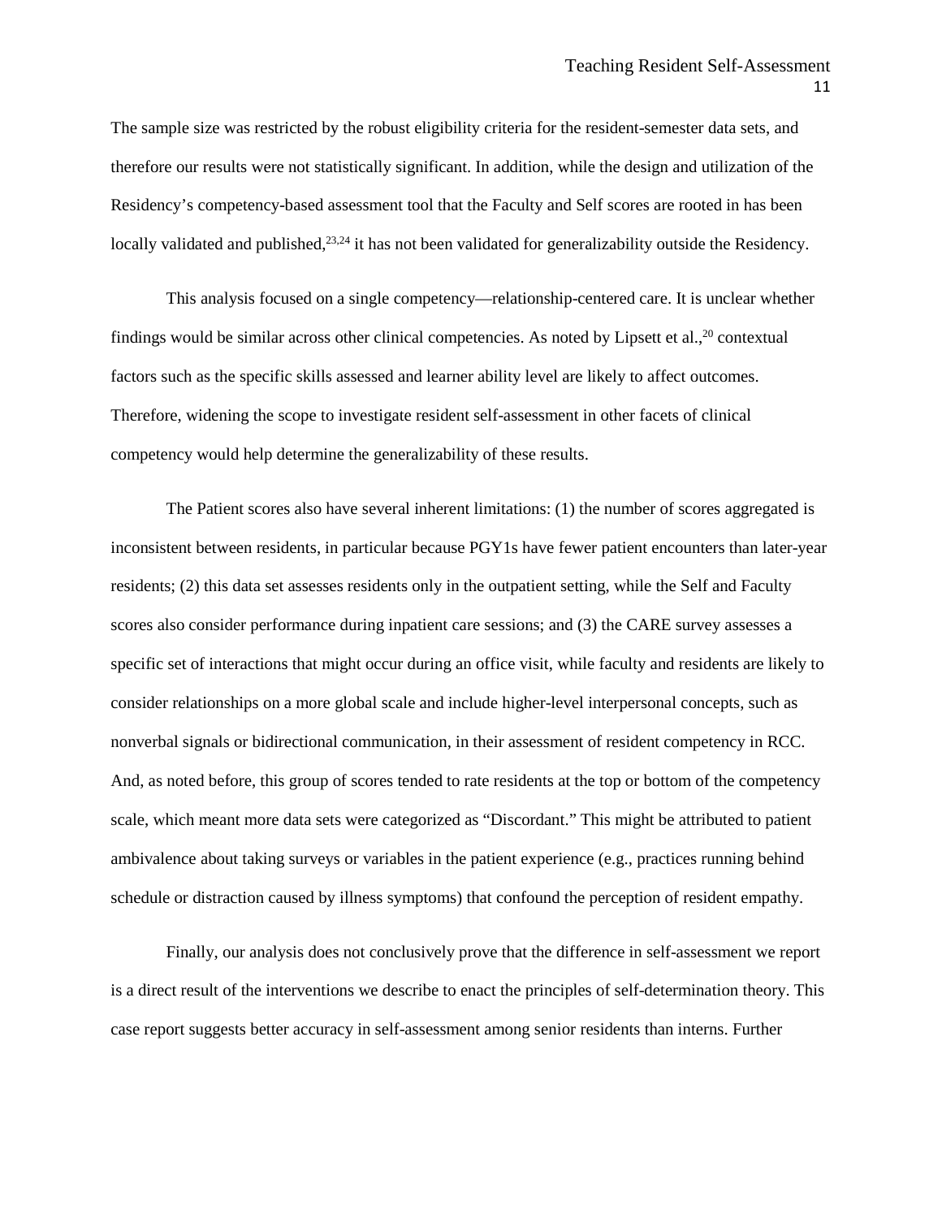The sample size was restricted by the robust eligibility criteria for the resident-semester data sets, and therefore our results were not statistically significant. In addition, while the design and utilization of the Residency's competency-based assessment tool that the Faculty and Self scores are rooted in has been locally validated and published,[23,24] it has not been validated for generalizability outside the Residency.

This analysis focused on a single competency—relationship-centered care. It is unclear whether findings would be similar across other clinical competencies. As noted by Lipsett et al.,[20] contextual factors such as the specific skills assessed and learner ability level are likely to affect outcomes. Therefore, widening the scope to investigate resident self-assessment in other facets of clinical competency would help determine the generalizability of these results.

The Patient scores also have several inherent limitations: (1) the number of scores aggregated is inconsistent between residents, in particular because PGY1s have fewer patient encounters than later-year residents; (2) this data set assesses residents only in the outpatient setting, while the Self and Faculty scores also consider performance during inpatient care sessions; and (3) the CARE survey assesses a specific set of interactions that might occur during an office visit, while faculty and residents are likely to consider relationships on a more global scale and include higher-level interpersonal concepts, such as nonverbal signals or bidirectional communication, in their assessment of resident competency in RCC. And, as noted before, this group of scores tended to rate residents at the top or bottom of the competency scale, which meant more data sets were categorized as "Discordant." This might be attributed to patient ambivalence about taking surveys or variables in the patient experience (e.g., practices running behind schedule or distraction caused by illness symptoms) that confound the perception of resident empathy.

Finally, our analysis does not conclusively prove that the difference in self-assessment we report is a direct result of the interventions we describe to enact the principles of self-determination theory. This case report suggests better accuracy in self-assessment among senior residents than interns. Further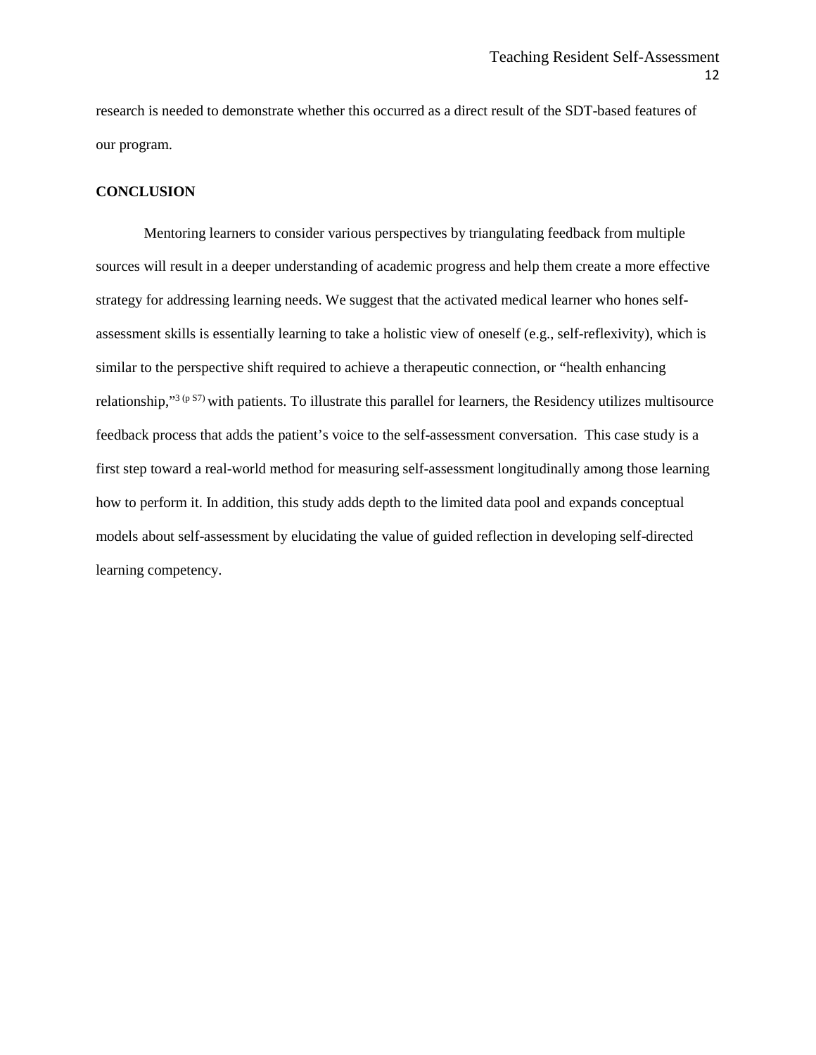research is needed to demonstrate whether this occurred as a direct result of the SDT-based features of our program.

**CONCLUSION**

Mentoring learners to consider various perspectives by triangulating feedback from multiple sources will result in a deeper understanding of academic progress and help them create a more effective strategy for addressing learning needs. We suggest that the activated medical learner who hones self-assessment skills is essentially learning to take a holistic view of oneself (e.g., self-reflexivity), which is similar to the perspective shift required to achieve a therapeutic connection, or "health enhancing relationship,"[3 (p S7)] with patients. To illustrate this parallel for learners, the Residency utilizes multisource feedback process that adds the patient's voice to the self-assessment conversation. This case study is a first step toward a real-world method for measuring self-assessment longitudinally among those learning how to perform it. In addition, this study adds depth to the limited data pool and expands conceptual models about self-assessment by elucidating the value of guided reflection in developing self-directed learning competency.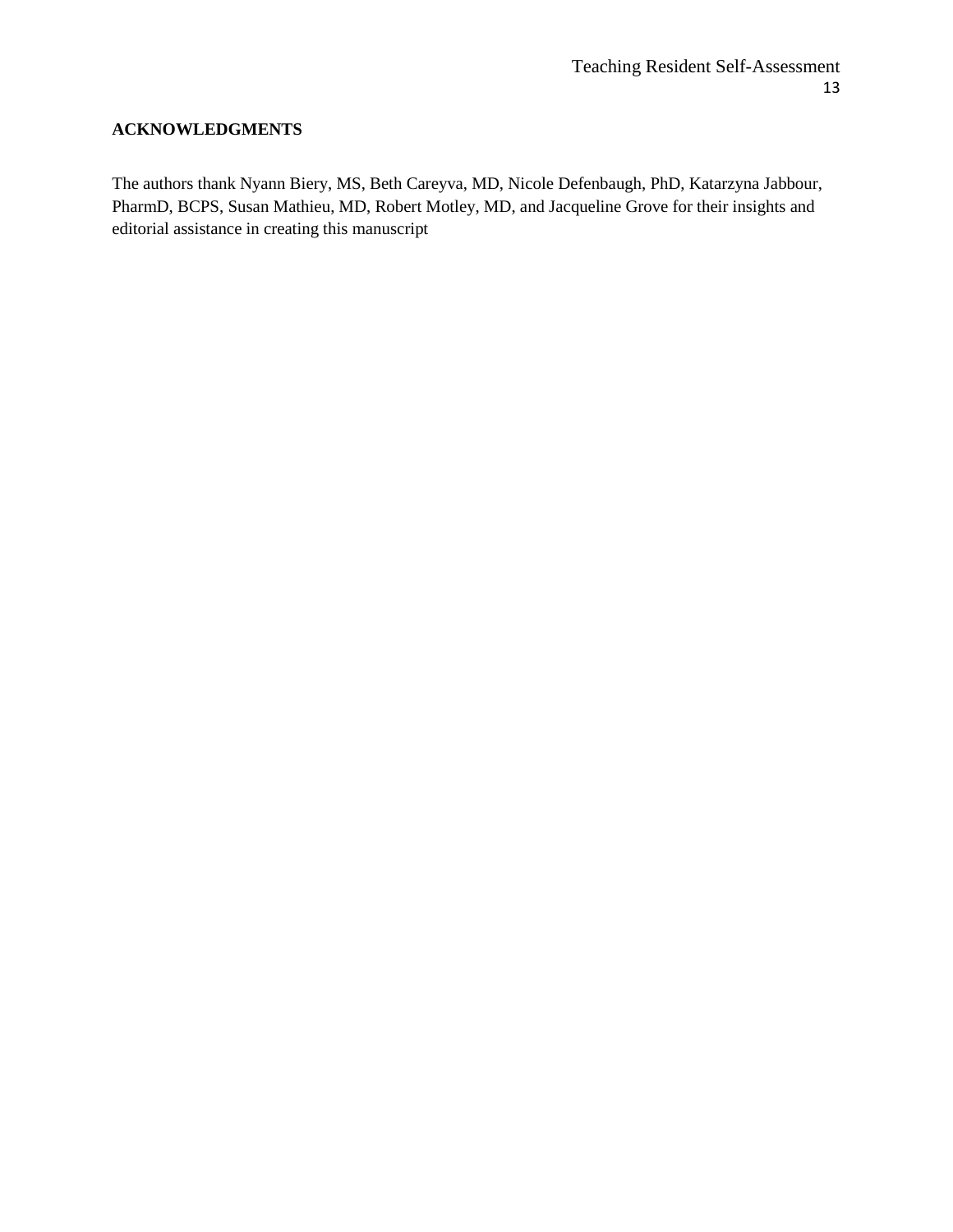## ACKNOWLEDGMENTS

The authors thank Nyann Biery, MS, Beth Careyva, MD, Nicole Defenbaugh, PhD, Katarzyna Jabbour, PharmD, BCPS, Susan Mathieu, MD, Robert Motley, MD, and Jacqueline Grove for their insights and editorial assistance in creating this manuscript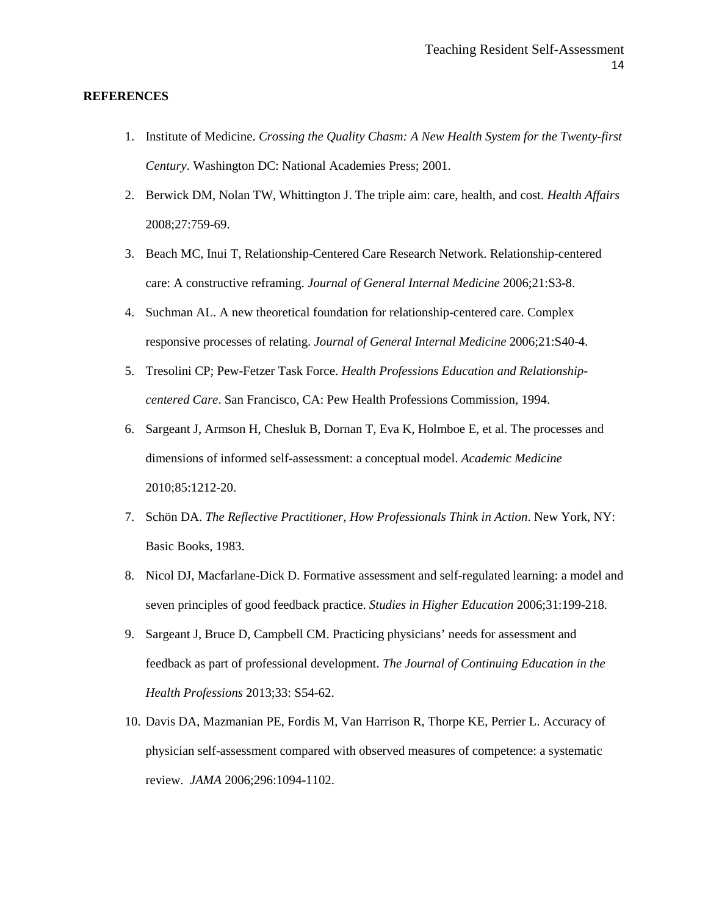**REFERENCES**

1. Institute of Medicine. *Crossing the Quality Chasm: A New Health System for the Twenty-first Century*. Washington DC: National Academies Press; 2001.
2. Berwick DM, Nolan TW, Whittington J. The triple aim: care, health, and cost. *Health Affairs* 2008;27:759-69.
3. Beach MC, Inui T, Relationship-Centered Care Research Network. Relationship-centered care: A constructive reframing. *Journal of General Internal Medicine* 2006;21:S3-8.
4. Suchman AL. A new theoretical foundation for relationship-centered care. Complex responsive processes of relating. *Journal of General Internal Medicine* 2006;21:S40-4.
5. Tresolini CP; Pew-Fetzer Task Force. *Health Professions Education and Relationship-centered Care*. San Francisco, CA: Pew Health Professions Commission, 1994.
6. Sargeant J, Armson H, Chesluk B, Dornan T, Eva K, Holmboe E, et al. The processes and dimensions of informed self-assessment: a conceptual model. *Academic Medicine* 2010;85:1212-20.
7. Schön DA. *The Reflective Practitioner, How Professionals Think in Action*. New York, NY: Basic Books, 1983.
8. Nicol DJ, Macfarlane-Dick D. Formative assessment and self-regulated learning: a model and seven principles of good feedback practice. *Studies in Higher Education* 2006;31:199-218.
9. Sargeant J, Bruce D, Campbell CM. Practicing physicians' needs for assessment and feedback as part of professional development. *The Journal of Continuing Education in the Health Professions* 2013;33: S54-62.
10. Davis DA, Mazmanian PE, Fordis M, Van Harrison R, Thorpe KE, Perrier L. Accuracy of physician self-assessment compared with observed measures of competence: a systematic review. *JAMA* 2006;296:1094-1102.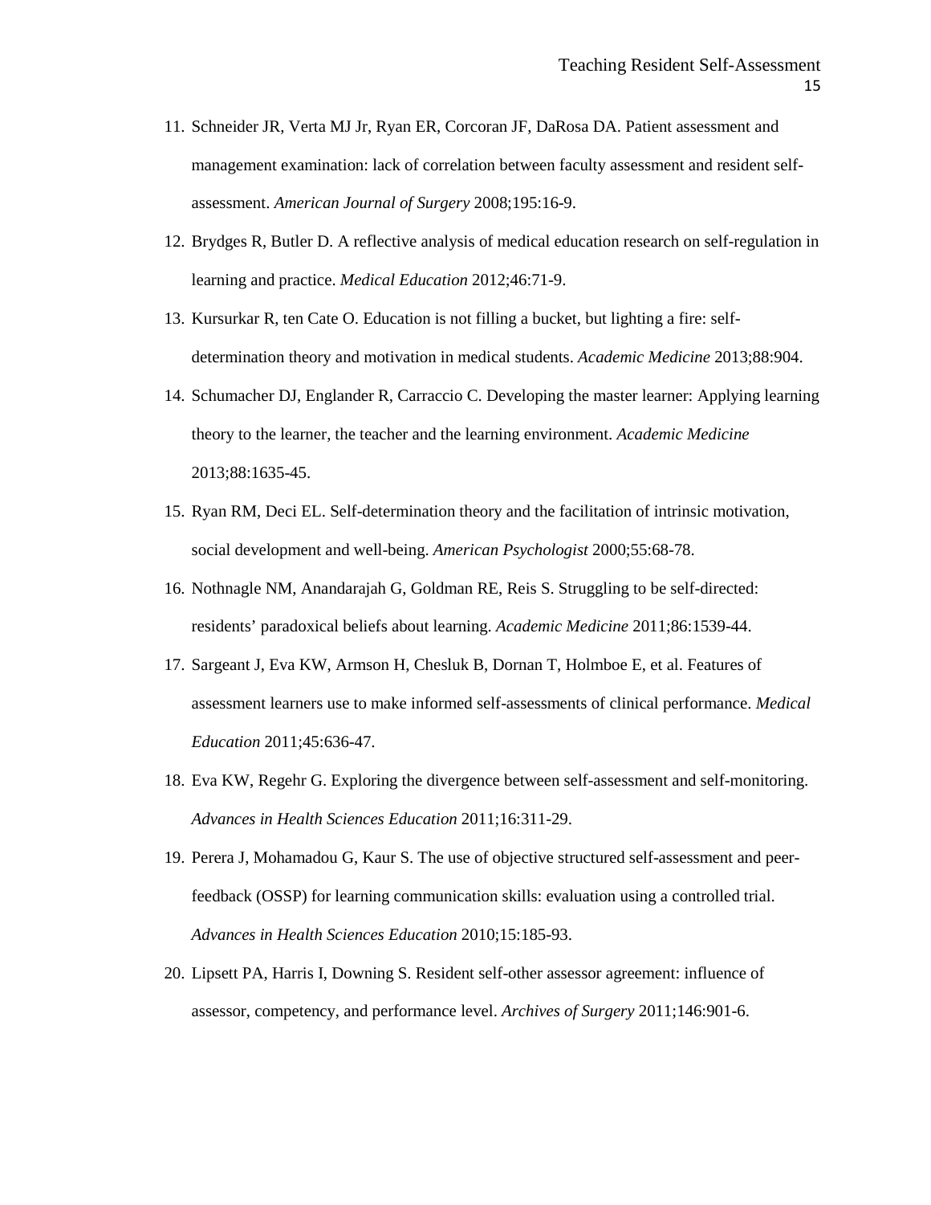11. Schneider JR, Verta MJ Jr, Ryan ER, Corcoran JF, DaRosa DA. Patient assessment and management examination: lack of correlation between faculty assessment and resident self-assessment. *American Journal of Surgery* 2008;195:16-9.
12. Brydges R, Butler D. A reflective analysis of medical education research on self-regulation in learning and practice. *Medical Education* 2012;46:71-9.
13. Kursurkar R, ten Cate O. Education is not filling a bucket, but lighting a fire: self-determination theory and motivation in medical students. *Academic Medicine* 2013;88:904.
14. Schumacher DJ, Englander R, Carraccio C. Developing the master learner: Applying learning theory to the learner, the teacher and the learning environment. *Academic Medicine* 2013;88:1635-45.
15. Ryan RM, Deci EL. Self-determination theory and the facilitation of intrinsic motivation, social development and well-being. *American Psychologist* 2000;55:68-78.
16. Nothnagle NM, Anandarajah G, Goldman RE, Reis S. Struggling to be self-directed: residents' paradoxical beliefs about learning. *Academic Medicine* 2011;86:1539-44.
17. Sargeant J, Eva KW, Armson H, Chesluk B, Dornan T, Holmboe E, et al. Features of assessment learners use to make informed self-assessments of clinical performance. *Medical Education* 2011;45:636-47.
18. Eva KW, Regehr G. Exploring the divergence between self-assessment and self-monitoring. *Advances in Health Sciences Education* 2011;16:311-29.
19. Perera J, Mohamadou G, Kaur S. The use of objective structured self-assessment and peer-feedback (OSSP) for learning communication skills: evaluation using a controlled trial. *Advances in Health Sciences Education* 2010;15:185-93.
20. Lipsett PA, Harris I, Downing S. Resident self-other assessor agreement: influence of assessor, competency, and performance level. *Archives of Surgery* 2011;146:901-6.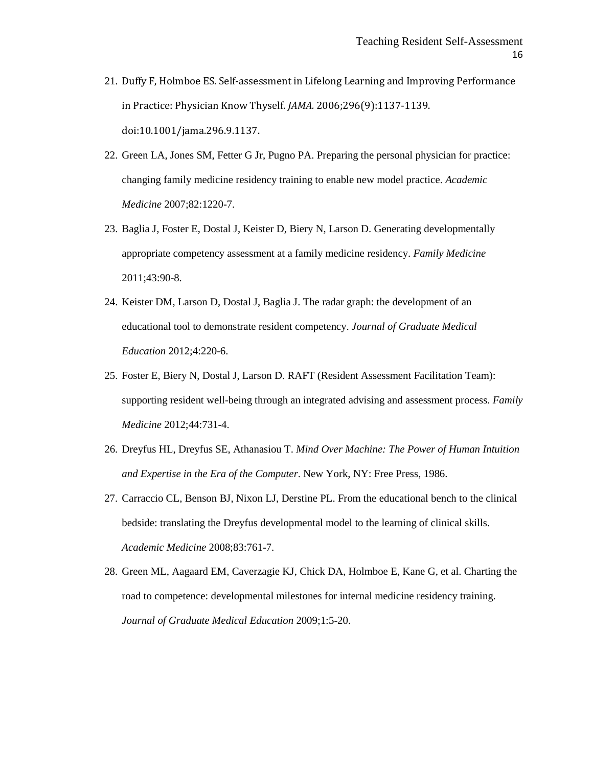21. Duffy F, Holmboe ES. Self-assessment in Lifelong Learning and Improving Performance in Practice: Physician Know Thyself. *JAMA.* 2006;296(9):1137-1139. doi:10.1001/jama.296.9.1137.
22. Green LA, Jones SM, Fetter G Jr, Pugno PA. Preparing the personal physician for practice: changing family medicine residency training to enable new model practice. *Academic Medicine* 2007;82:1220-7.
23. Baglia J, Foster E, Dostal J, Keister D, Biery N, Larson D. Generating developmentally appropriate competency assessment at a family medicine residency. *Family Medicine* 2011;43:90-8.
24. Keister DM, Larson D, Dostal J, Baglia J. The radar graph: the development of an educational tool to demonstrate resident competency. *Journal of Graduate Medical Education* 2012;4:220-6.
25. Foster E, Biery N, Dostal J, Larson D. RAFT (Resident Assessment Facilitation Team): supporting resident well-being through an integrated advising and assessment process. *Family Medicine* 2012;44:731-4.
26. Dreyfus HL, Dreyfus SE, Athanasiou T. *Mind Over Machine: The Power of Human Intuition and Expertise in the Era of the Computer*. New York, NY: Free Press, 1986.
27. Carraccio CL, Benson BJ, Nixon LJ, Derstine PL. From the educational bench to the clinical bedside: translating the Dreyfus developmental model to the learning of clinical skills. *Academic Medicine* 2008;83:761-7.
28. Green ML, Aagaard EM, Caverzagie KJ, Chick DA, Holmboe E, Kane G, et al. Charting the road to competence: developmental milestones for internal medicine residency training. *Journal of Graduate Medical Education* 2009;1:5-20.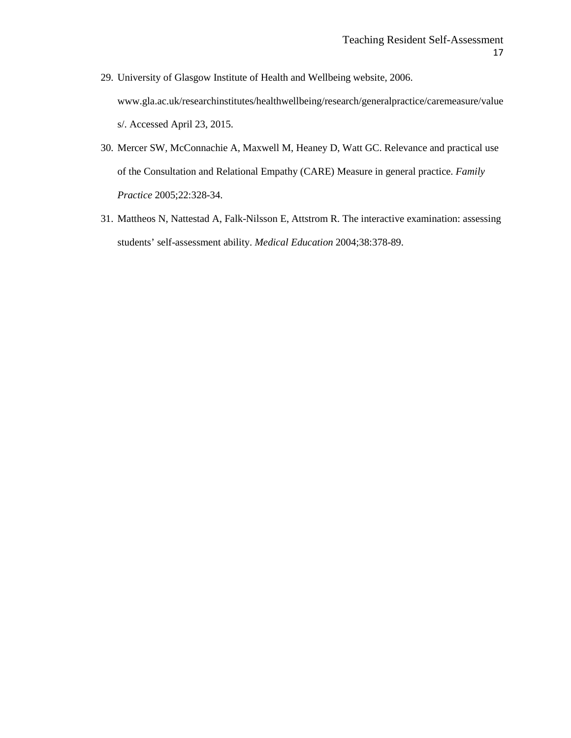29. University of Glasgow Institute of Health and Wellbeing website, 2006. www.gla.ac.uk/researchinstitutes/healthwellbeing/research/generalpractice/caremeasure/values/. Accessed April 23, 2015.
30. Mercer SW, McConnachie A, Maxwell M, Heaney D, Watt GC. Relevance and practical use of the Consultation and Relational Empathy (CARE) Measure in general practice. *Family Practice* 2005;22:328-34.
31. Mattheos N, Nattestad A, Falk-Nilsson E, Attstrom R. The interactive examination: assessing students' self-assessment ability. *Medical Education* 2004;38:378-89.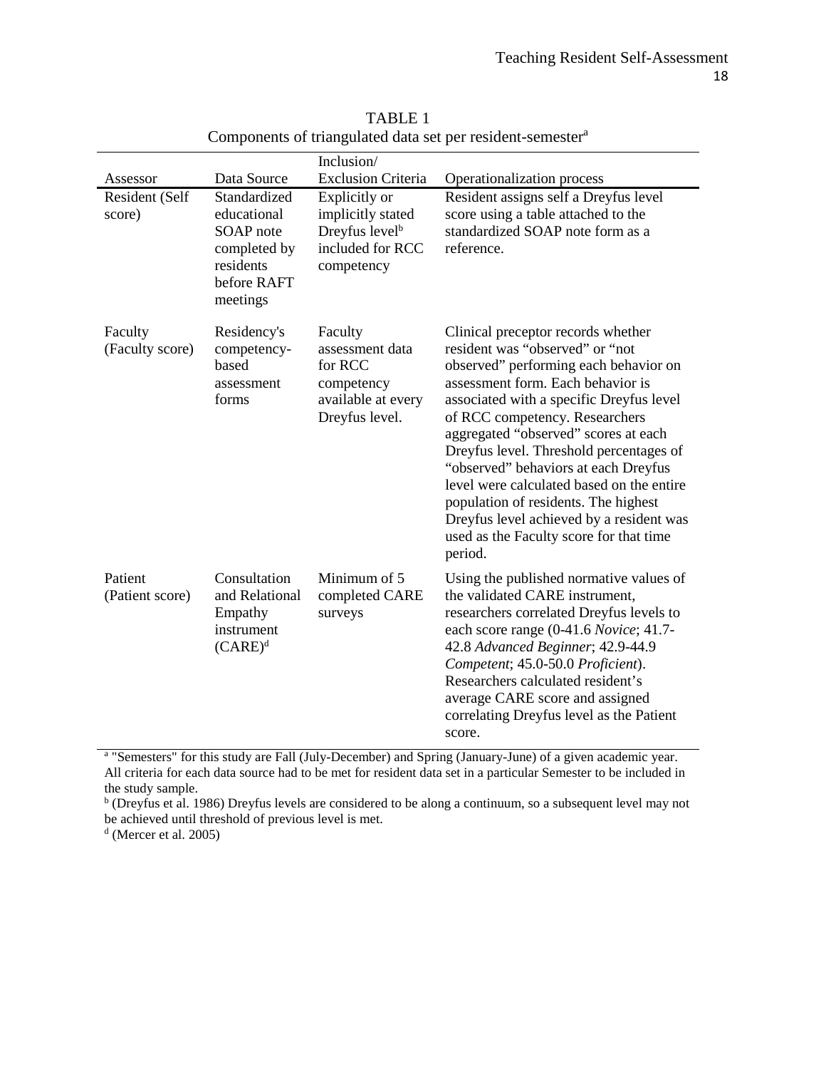TABLE 1

Components of triangulated data set per resident-semester[a]

| Assessor | Data Source | Inclusion/ Exclusion Criteria | Operationalization process |
|---|---|---|---|
| Resident (Self score) | Standardized educational SOAP note completed by residents before RAFT meetings | Explicitly or implicitly stated Dreyfus level[b] included for RCC competency | Resident assigns self a Dreyfus level score using a table attached to the standardized SOAP note form as a reference. |
| Faculty (Faculty score) | Residency's competency-based assessment forms | Faculty assessment data for RCC competency available at every Dreyfus level. | Clinical preceptor records whether resident was "observed" or "not observed" performing each behavior on assessment form. Each behavior is associated with a specific Dreyfus level of RCC competency. Researchers aggregated "observed" scores at each Dreyfus level. Threshold percentages of "observed" behaviors at each Dreyfus level were calculated based on the entire population of residents. The highest Dreyfus level achieved by a resident was used as the Faculty score for that time period. |
| Patient (Patient score) | Consultation and Relational Empathy instrument (CARE)[d] | Minimum of 5 completed CARE surveys | Using the published normative values of the validated CARE instrument, researchers correlated Dreyfus levels to each score range (0-41.6 *Novice*; 41.7-42.8 *Advanced Beginner*; 42.9-44.9 *Competent*; 45.0-50.0 *Proficient*). Researchers calculated resident's average CARE score and assigned correlating Dreyfus level as the Patient score. |

[a] "Semesters" for this study are Fall (July-December) and Spring (January-June) of a given academic year. All criteria for each data source had to be met for resident data set in a particular Semester to be included in the study sample.

[b] (Dreyfus et al. 1986) Dreyfus levels are considered to be along a continuum, so a subsequent level may not be achieved until threshold of previous level is met.

[d] (Mercer et al. 2005)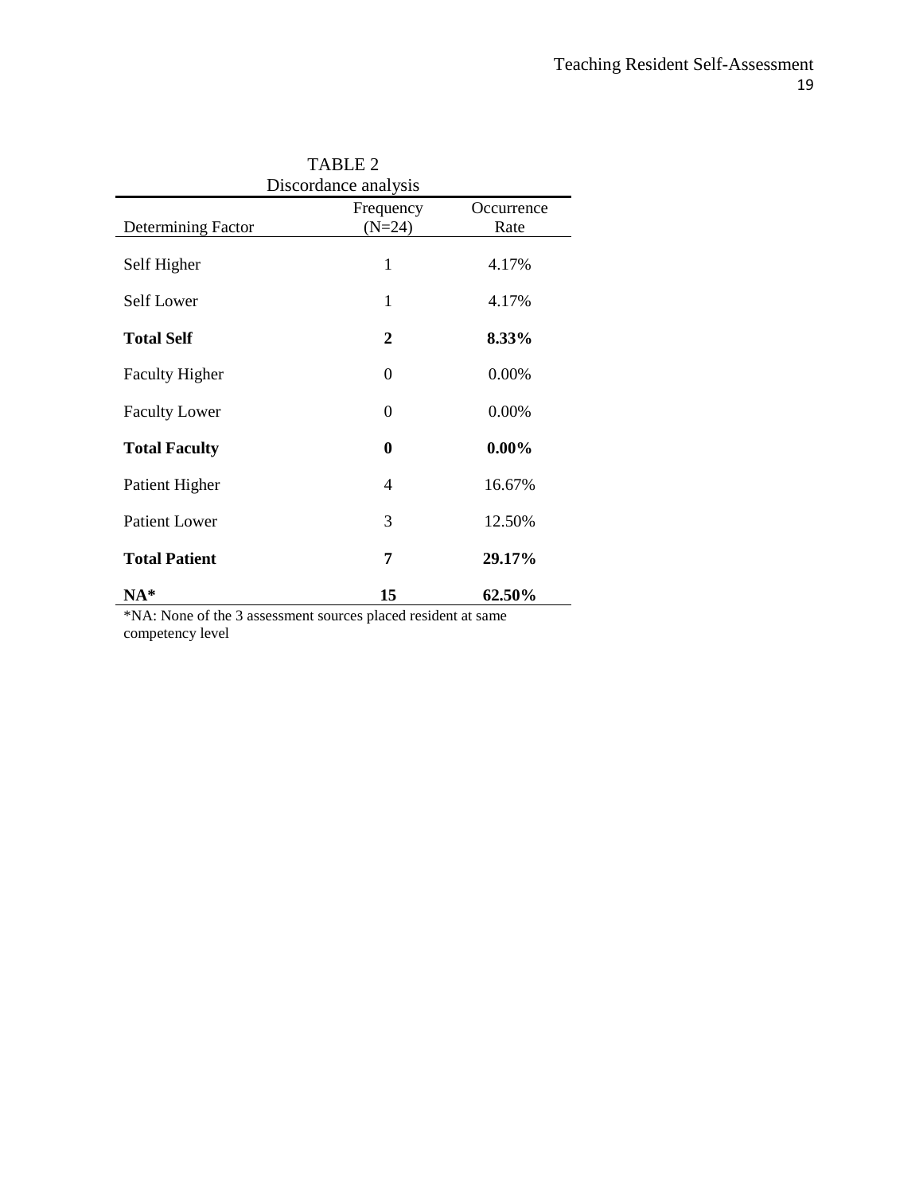TABLE 2
Discordance analysis

| Determining Factor | Frequency (N=24) | Occurrence Rate |
| --- | --- | --- |
| Self Higher | 1 | 4.17% |
| Self Lower | 1 | 4.17% |
| **Total Self** | **2** | **8.33%** |
| Faculty Higher | 0 | 0.00% |
| Faculty Lower | 0 | 0.00% |
| **Total Faculty** | **0** | **0.00%** |
| Patient Higher | 4 | 16.67% |
| Patient Lower | 3 | 12.50% |
| **Total Patient** | **7** | **29.17%** |
| **NA*** | **15** | **62.50%** |

*NA: None of the 3 assessment sources placed resident at same competency level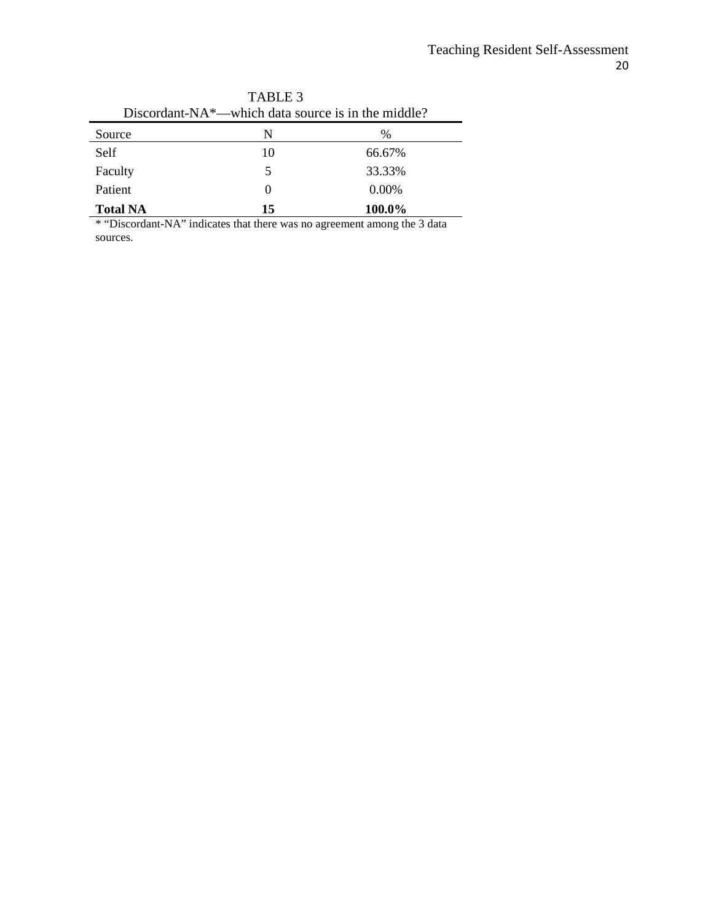TABLE 3

Discordant-NA*—which data source is in the middle?

| Source | N | % |
|---|---|---|
| Self | 10 | 66.67% |
| Faculty | 5 | 33.33% |
| Patient | 0 | 0.00% |
| **Total NA** | **15** | **100.0%** |

* "Discordant-NA" indicates that there was no agreement among the 3 data sources.